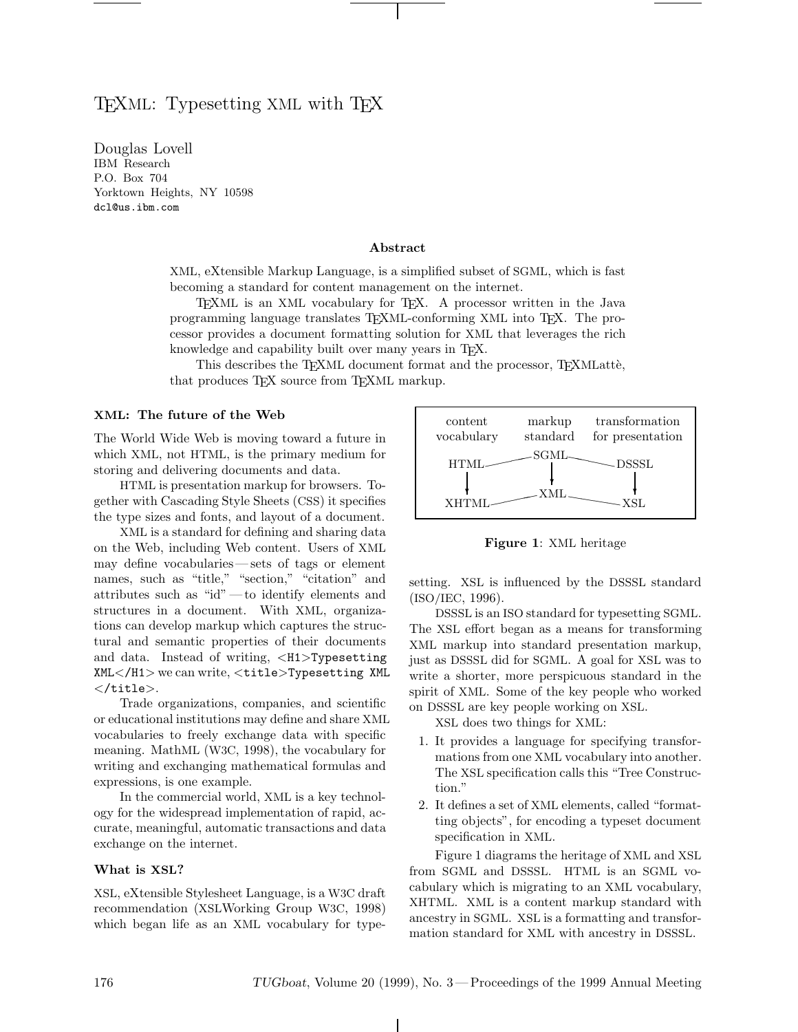# TEXML: Typesetting XML with TEX

Douglas Lovell
IBM Research
P.O. Box 704
Yorktown Heights, NY 10598
dcl@us.ibm.com

### Abstract

XML, eXtensible Markup Language, is a simplified subset of SGML, which is fast becoming a standard for content management on the internet.

TEXML is an XML vocabulary for TEX. A processor written in the Java programming language translates TEXML-conforming XML into TEX. The processor provides a document formatting solution for XML that leverages the rich knowledge and capability built over many years in TEX.

This describes the TEXML document format and the processor, TEXMLattè, that produces TEX source from TEXML markup.

## XML: The future of the Web

The World Wide Web is moving toward a future in which XML, not HTML, is the primary medium for storing and delivering documents and data.

HTML is presentation markup for browsers. Together with Cascading Style Sheets (CSS) it specifies the type sizes and fonts, and layout of a document.

XML is a standard for defining and sharing data on the Web, including Web content. Users of XML may define vocabularies — sets of tags or element names, such as "title," "section," "citation" and attributes such as "id" — to identify elements and structures in a document. With XML, organizations can develop markup which captures the structural and semantic properties of their documents and data. Instead of writing, `<H1>Typesetting XML</H1>` we can write, `<title>Typesetting XML </title>`.

Trade organizations, companies, and scientific or educational institutions may define and share XML vocabularies to freely exchange data with specific meaning. MathML (W3C, 1998), the vocabulary for writing and exchanging mathematical formulas and expressions, is one example.

In the commercial world, XML is a key technology for the widespread implementation of rapid, accurate, meaningful, automatic transactions and data exchange on the internet.

## What is XSL?

XSL, eXtensible Stylesheet Language, is a W3C draft recommendation (XSLWorking Group W3C, 1998) which began life as an XML vocabulary for typesetting. XSL is influenced by the DSSSL standard (ISO/IEC, 1996).

| content vocabulary | markup standard | transformation for presentation |
|---|---|---|
| HTML | SGML | DSSSL |
| XHTML | XML | XSL |

**Figure 1**: XML heritage

DSSSL is an ISO standard for typesetting SGML. The XSL effort began as a means for transforming XML markup into standard presentation markup, just as DSSSL did for SGML. A goal for XSL was to write a shorter, more perspicuous standard in the spirit of XML. Some of the key people who worked on DSSSL are key people working on XSL.

XSL does two things for XML:

1. It provides a language for specifying transformations from one XML vocabulary into another. The XSL specification calls this "Tree Construction."
2. It defines a set of XML elements, called "formatting objects", for encoding a typeset document specification in XML.

Figure 1 diagrams the heritage of XML and XSL from SGML and DSSSL. HTML is an SGML vocabulary which is migrating to an XML vocabulary, XHTML. XML is a content markup standard with ancestry in SGML. XSL is a formatting and transformation standard for XML with ancestry in DSSSL.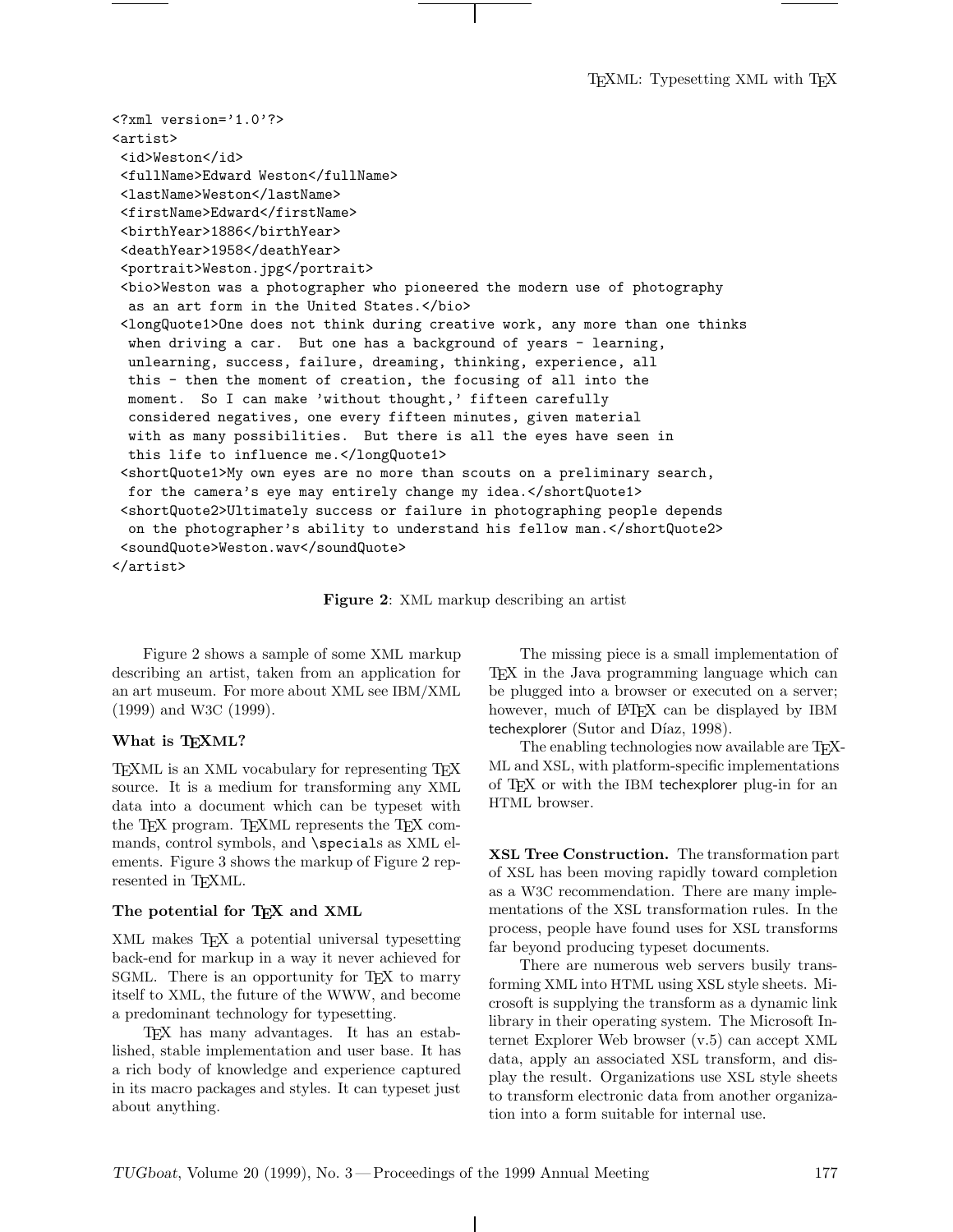```xml
<?xml version='1.0'?>
<artist>
 <id>Weston</id>
 <fullName>Edward Weston</fullName>
 <lastName>Weston</lastName>
 <firstName>Edward</firstName>
 <birthYear>1886</birthYear>
 <deathYear>1958</deathYear>
 <portrait>Weston.jpg</portrait>
 <bio>Weston was a photographer who pioneered the modern use of photography
  as an art form in the United States.</bio>
 <longQuote1>One does not think during creative work, any more than one thinks
  when driving a car.  But one has a background of years - learning,
  unlearning, success, failure, dreaming, thinking, experience, all
  this - then the moment of creation, the focusing of all into the
  moment.  So I can make 'without thought,' fifteen carefully
  considered negatives, one every fifteen minutes, given material
  with as many possibilities.  But there is all the eyes have seen in
  this life to influence me.</longQuote1>
 <shortQuote1>My own eyes are no more than scouts on a preliminary search,
  for the camera's eye may entirely change my idea.</shortQuote1>
 <shortQuote2>Ultimately success or failure in photographing people depends
  on the photographer's ability to understand his fellow man.</shortQuote2>
 <soundQuote>Weston.wav</soundQuote>
</artist>
```

**Figure 2**: XML markup describing an artist

Figure 2 shows a sample of some XML markup describing an artist, taken from an application for an art museum. For more about XML see IBM/XML (1999) and W3C (1999).

### What is TEXML?

TEXML is an XML vocabulary for representing TEX source. It is a medium for transforming any XML data into a document which can be typeset with the TEX program. TEXML represents the TEX commands, control symbols, and \specials as XML elements. Figure 3 shows the markup of Figure 2 represented in TEXML.

### The potential for TEX and XML

XML makes TEX a potential universal typesetting back-end for markup in a way it never achieved for SGML. There is an opportunity for TEX to marry itself to XML, the future of the WWW, and become a predominant technology for typesetting.

TEX has many advantages. It has an established, stable implementation and user base. It has a rich body of knowledge and experience captured in its macro packages and styles. It can typeset just about anything.

The missing piece is a small implementation of TEX in the Java programming language which can be plugged into a browser or executed on a server; however, much of LATEX can be displayed by IBM techexplorer (Sutor and Díaz, 1998).

The enabling technologies now available are TEXML and XSL, with platform-specific implementations of TEX or with the IBM techexplorer plug-in for an HTML browser.

**XSL Tree Construction.** The transformation part of XSL has been moving rapidly toward completion as a W3C recommendation. There are many implementations of the XSL transformation rules. In the process, people have found uses for XSL transforms far beyond producing typeset documents.

There are numerous web servers busily transforming XML into HTML using XSL style sheets. Microsoft is supplying the transform as a dynamic link library in their operating system. The Microsoft Internet Explorer Web browser (v.5) can accept XML data, apply an associated XSL transform, and display the result. Organizations use XSL style sheets to transform electronic data from another organization into a form suitable for internal use.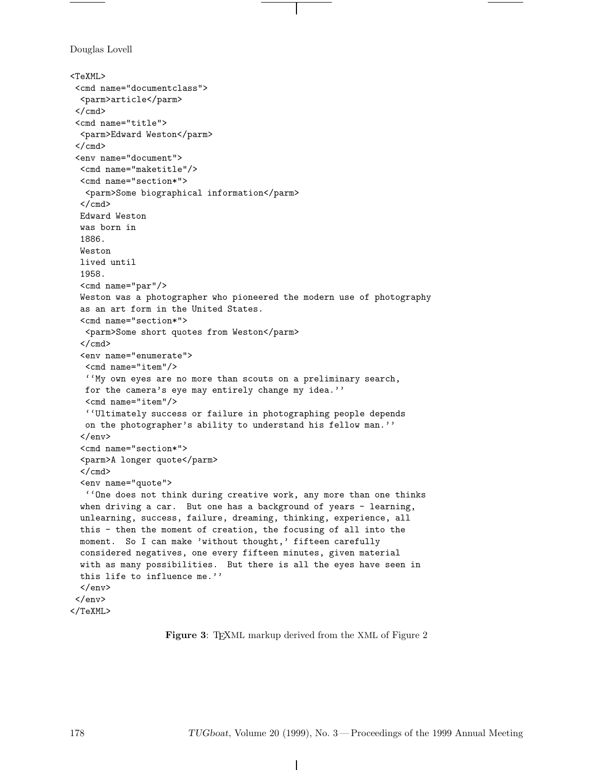```
<TeXML>
 <cmd name="documentclass">
  <parm>article</parm>
 </cmd>
 <cmd name="title">
  <parm>Edward Weston</parm>
 </cmd>
 <env name="document">
  <cmd name="maketitle"/>
  <cmd name="section*">
   <parm>Some biographical information</parm>
  </cmd>
  Edward Weston
  was born in
  1886.
  Weston
  lived until
  1958.
  <cmd name="par"/>
  Weston was a photographer who pioneered the modern use of photography
  as an art form in the United States.
  <cmd name="section*">
   <parm>Some short quotes from Weston</parm>
  </cmd>
  <env name="enumerate">
   <cmd name="item"/>
   ``My own eyes are no more than scouts on a preliminary search,
   for the camera's eye may entirely change my idea.''
   <cmd name="item"/>
   ``Ultimately success or failure in photographing people depends
   on the photographer's ability to understand his fellow man.''
  </env>
  <cmd name="section*">
  <parm>A longer quote</parm>
  </cmd>
  <env name="quote">
   ``One does not think during creative work, any more than one thinks
  when driving a car.  But one has a background of years - learning,
  unlearning, success, failure, dreaming, thinking, experience, all
  this - then the moment of creation, the focusing of all into the
  moment.  So I can make 'without thought,' fifteen carefully
  considered negatives, one every fifteen minutes, given material
  with as many possibilities.  But there is all the eyes have seen in
  this life to influence me.''
  </env>
 </env>
</TeXML>
```

**Figure 3**: TEXML markup derived from the XML of Figure 2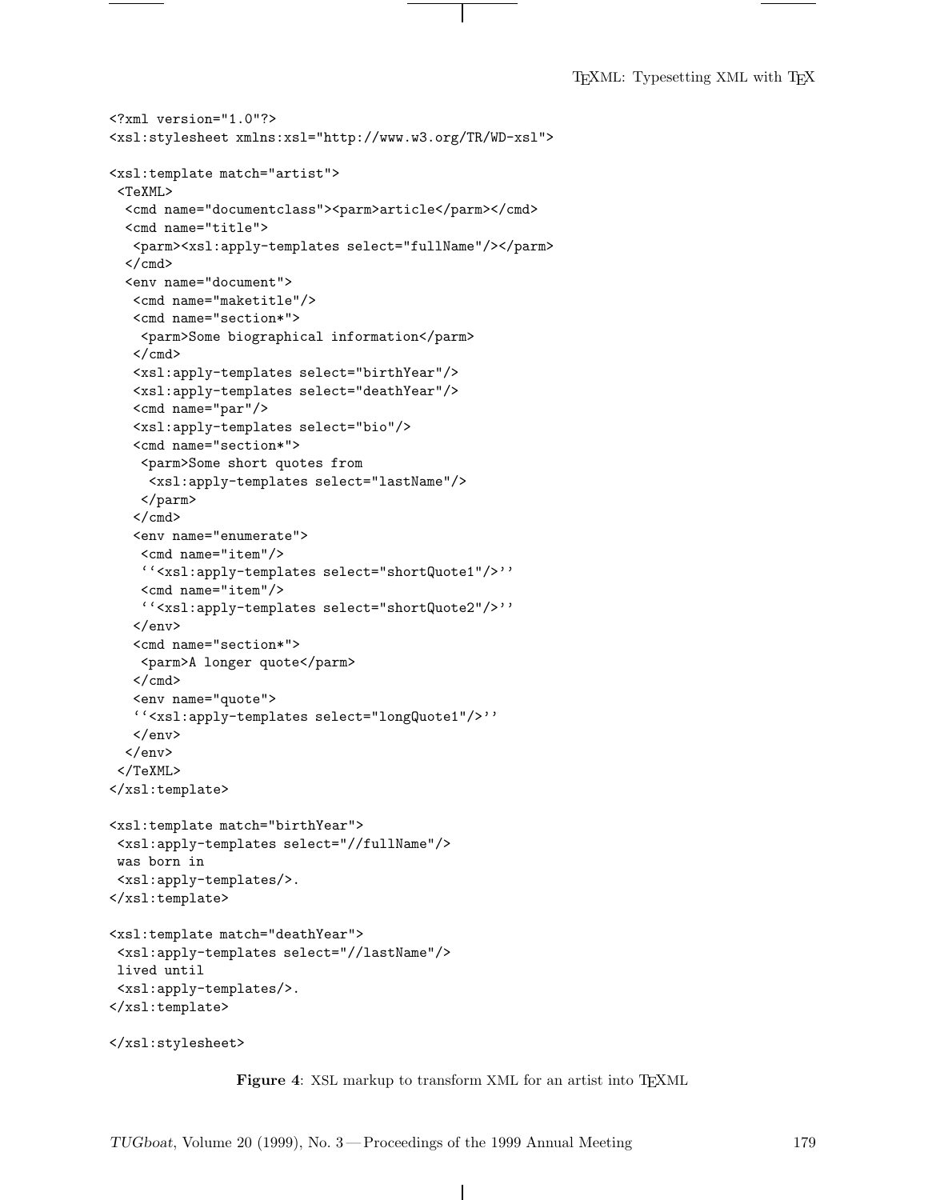```
<?xml version="1.0"?>
<xsl:stylesheet xmlns:xsl="http://www.w3.org/TR/WD-xsl">

<xsl:template match="artist">
 <TeXML>
  <cmd name="documentclass"><parm>article</parm></cmd>
  <cmd name="title">
   <parm><xsl:apply-templates select="fullName"/></parm>
  </cmd>
  <env name="document">
   <cmd name="maketitle"/>
   <cmd name="section*">
    <parm>Some biographical information</parm>
   </cmd>
   <xsl:apply-templates select="birthYear"/>
   <xsl:apply-templates select="deathYear"/>
   <cmd name="par"/>
   <xsl:apply-templates select="bio"/>
   <cmd name="section*">
    <parm>Some short quotes from
     <xsl:apply-templates select="lastName"/>
    </parm>
   </cmd>
   <env name="enumerate">
    <cmd name="item"/>
    ``<xsl:apply-templates select="shortQuote1"/>''
    <cmd name="item"/>
    ``<xsl:apply-templates select="shortQuote2"/>''
   </env>
   <cmd name="section*">
    <parm>A longer quote</parm>
   </cmd>
   <env name="quote">
   ``<xsl:apply-templates select="longQuote1"/>''
   </env>
  </env>
 </TeXML>
</xsl:template>

<xsl:template match="birthYear">
 <xsl:apply-templates select="//fullName"/>
 was born in
 <xsl:apply-templates/>.
</xsl:template>

<xsl:template match="deathYear">
 <xsl:apply-templates select="//lastName"/>
 lived until
 <xsl:apply-templates/>.
</xsl:template>

</xsl:stylesheet>
```

**Figure 4**: XSL markup to transform XML for an artist into TeXML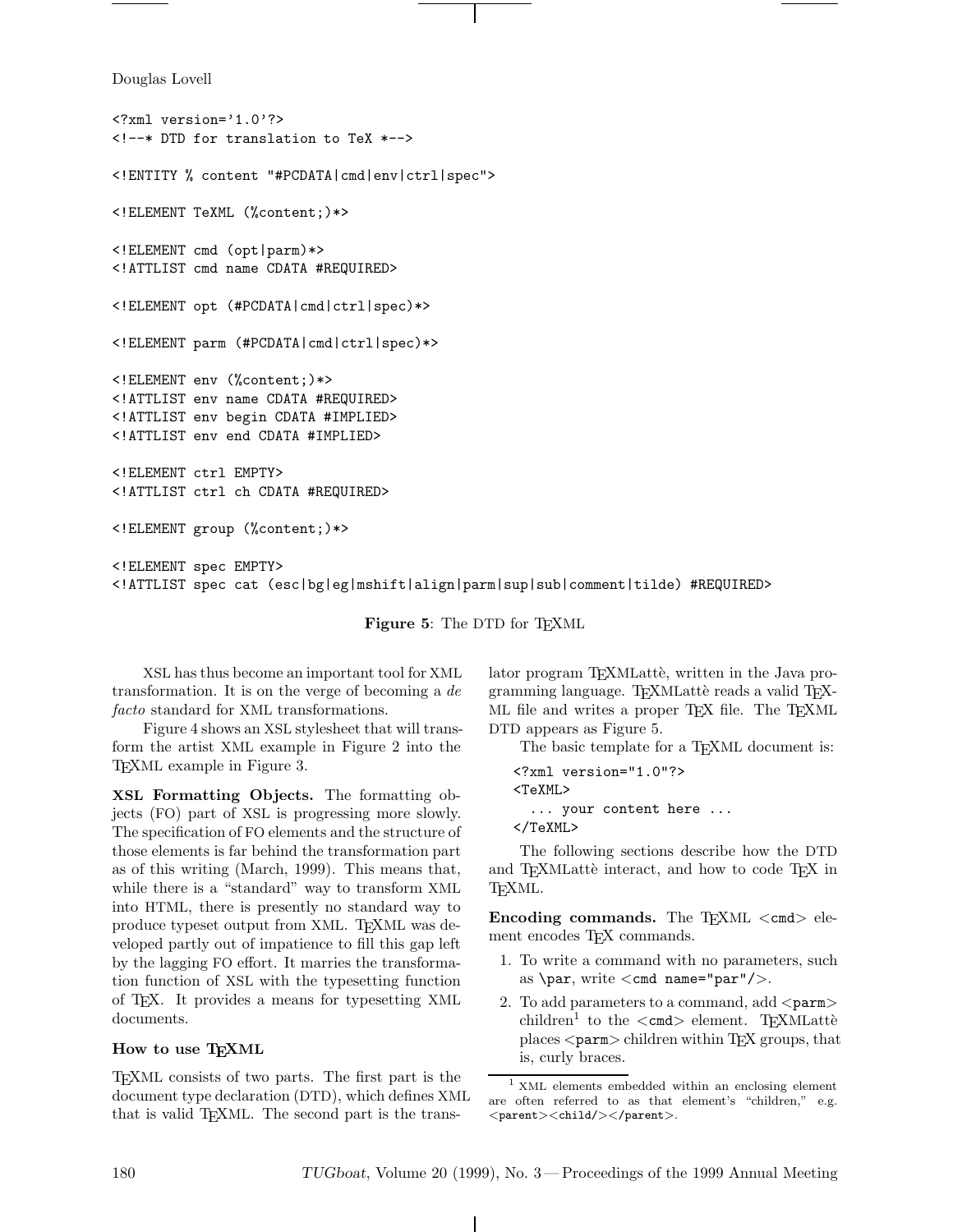```
<?xml version='1.0'?>
<!--* DTD for translation to TeX *-->

<!ENTITY % content "#PCDATA|cmd|env|ctrl|spec">

<!ELEMENT TeXML (%content;)*>

<!ELEMENT cmd (opt|parm)*>
<!ATTLIST cmd name CDATA #REQUIRED>

<!ELEMENT opt (#PCDATA|cmd|ctrl|spec)*>

<!ELEMENT parm (#PCDATA|cmd|ctrl|spec)*>

<!ELEMENT env (%content;)*>
<!ATTLIST env name CDATA #REQUIRED>
<!ATTLIST env begin CDATA #IMPLIED>
<!ATTLIST env end CDATA #IMPLIED>

<!ELEMENT ctrl EMPTY>
<!ATTLIST ctrl ch CDATA #REQUIRED>

<!ELEMENT group (%content;)*>

<!ELEMENT spec EMPTY>
<!ATTLIST spec cat (esc|bg|eg|mshift|align|parm|sup|sub|comment|tilde) #REQUIRED>
```

**Figure 5**: The DTD for TeXML

XSL has thus become an important tool for XML transformation. It is on the verge of becoming a *de facto* standard for XML transformations.

Figure 4 shows an XSL stylesheet that will transform the artist XML example in Figure 2 into the TeXML example in Figure 3.

**XSL Formatting Objects.** The formatting objects (FO) part of XSL is progressing more slowly. The specification of FO elements and the structure of those elements is far behind the transformation part as of this writing (March, 1999). This means that, while there is a "standard" way to transform XML into HTML, there is presently no standard way to produce typeset output from XML. TeXML was developed partly out of impatience to fill this gap left by the lagging FO effort. It marries the transformation function of XSL with the typesetting function of TeX. It provides a means for typesetting XML documents.

## How to use TeXML

TeXML consists of two parts. The first part is the document type declaration (DTD), which defines XML that is valid TeXML. The second part is the translator program TeXMLattè, written in the Java programming language. TeXMLattè reads a valid TeXML file and writes a proper TeX file. The TeXML DTD appears as Figure 5.

The basic template for a TeXML document is:

```
<?xml version="1.0"?>
<TeXML>
  ... your content here ...
</TeXML>
```

The following sections describe how the DTD and TeXMLattè interact, and how to code TeX in TeXML.

**Encoding commands.** The TeXML `<cmd>` element encodes TeX commands.

1. To write a command with no parameters, such as `\par`, write `<cmd name="par"/>`.
2. To add parameters to a command, add `<parm>` children[1] to the `<cmd>` element. TeXMLattè places `<parm>` children within TeX groups, that is, curly braces.

[1] XML elements embedded within an enclosing element are often referred to as that element's "children," e.g. `<parent><child/></parent>`.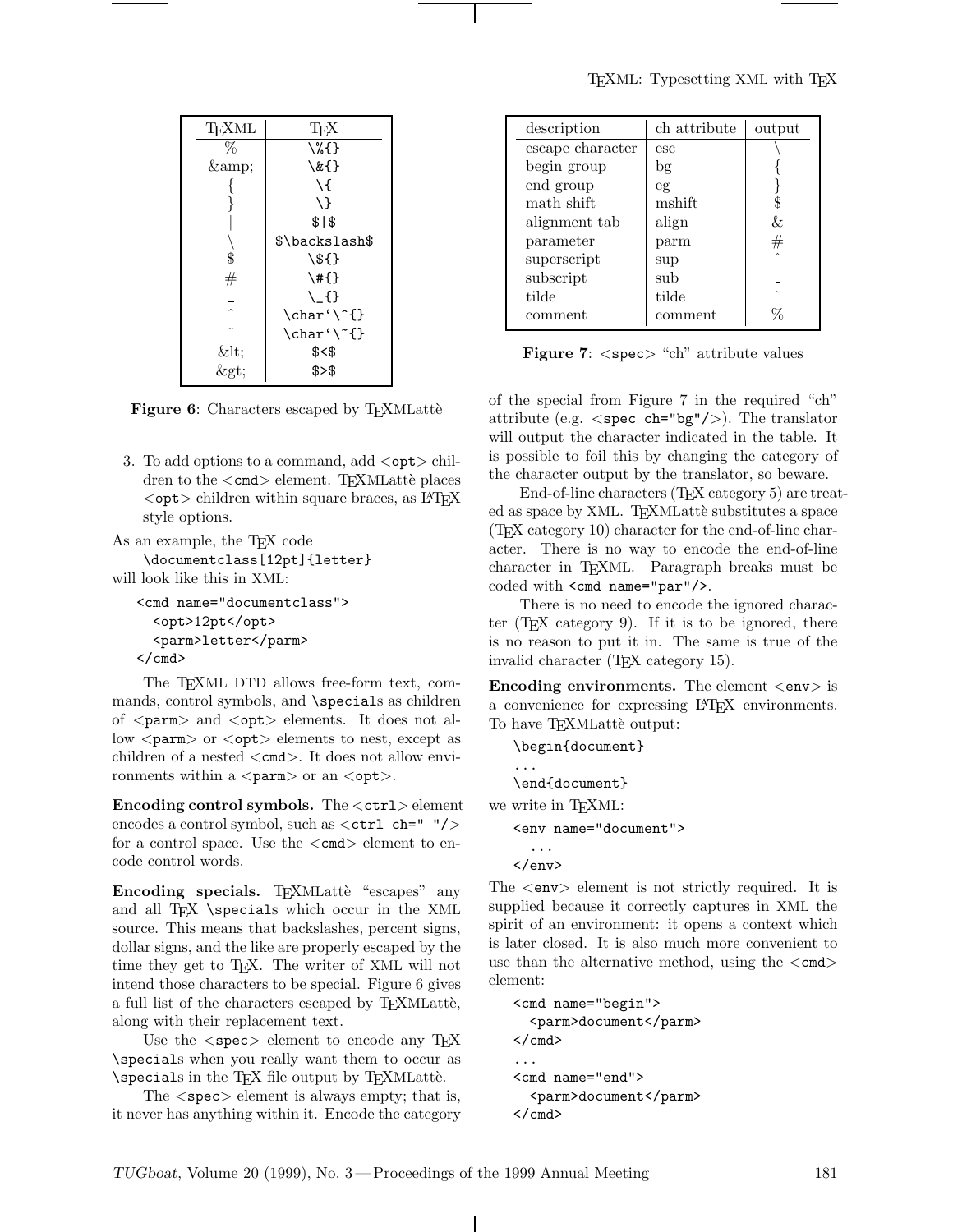| TEXML | TEX |
|---|---|
| % | `\%{}` |
| &amp; | `\&{}` |
| { | `\{` |
| } | `\}` |
| \| | `$|$` |
| \ | `$\backslash$` |
| $ | `\${}` |
| # | `\#{}` |
| _ | `\_{}` |
| ^ | `\char'\^{}` |
| ~ | `\char'\~{}` |
| &lt; | `$<$` |
| &gt; | `$>$` |

**Figure 6**: Characters escaped by TEXMLattè

3. To add options to a command, add <opt> children to the <cmd> element. TEXMLattè places <opt> children within square braces, as LATEX style options.

As an example, the TEX code

```
\documentclass[12pt]{letter}
```

will look like this in XML:

```
<cmd name="documentclass">
  <opt>12pt</opt>
  <parm>letter</parm>
</cmd>
```

The TEXML DTD allows free-form text, commands, control symbols, and `\special`s as children of <parm> and <opt> elements. It does not allow <parm> or <opt> elements to nest, except as children of a nested <cmd>. It does not allow environments within a <parm> or an <opt>.

**Encoding control symbols.** The <ctrl> element encodes a control symbol, such as `<ctrl ch=" "/>` for a control space. Use the <cmd> element to encode control words.

**Encoding specials.** TEXMLattè "escapes" any and all TEX `\special`s which occur in the XML source. This means that backslashes, percent signs, dollar signs, and the like are properly escaped by the time they get to TEX. The writer of XML will not intend those characters to be special. Figure 6 gives a full list of the characters escaped by TEXMLattè, along with their replacement text.

Use the <spec> element to encode any TEX `\special`s when you really want them to occur as `\special`s in the TEX file output by TEXMLattè.

The <spec> element is always empty; that is, it never has anything within it. Encode the category of the special from Figure 7 in the required "ch" attribute (e.g. `<spec ch="bg"/>`). The translator will output the character indicated in the table. It is possible to foil this by changing the category of the character output by the translator, so beware.

| description | ch attribute | output |
|---|---|---|
| escape character | esc | \ |
| begin group | bg | { |
| end group | eg | } |
| math shift | mshift | $ |
| alignment tab | align | & |
| parameter | parm | # |
| superscript | sup | ^ |
| subscript | sub | _ |
| tilde | tilde | ~ |
| comment | comment | % |

**Figure 7**: <spec> "ch" attribute values

End-of-line characters (TEX category 5) are treated as space by XML. TEXMLattè substitutes a space (TEX category 10) character for the end-of-line character. There is no way to encode the end-of-line character in TEXML. Paragraph breaks must be coded with `<cmd name="par"/>`.

There is no need to encode the ignored character (TEX category 9). If it is to be ignored, there is no reason to put it in. The same is true of the invalid character (TEX category 15).

**Encoding environments.** The element <env> is a convenience for expressing LATEX environments. To have TEXMLattè output:

```
\begin{document}
...
\end{document}
```

we write in TEXML:

```
<env name="document">
  ...
</env>
```

The <env> element is not strictly required. It is supplied because it correctly captures in XML the spirit of an environment: it opens a context which is later closed. It is also much more convenient to use than the alternative method, using the <cmd> element:

```
<cmd name="begin">
  <parm>document</parm>
</cmd>
...
<cmd name="end">
  <parm>document</parm>
</cmd>
```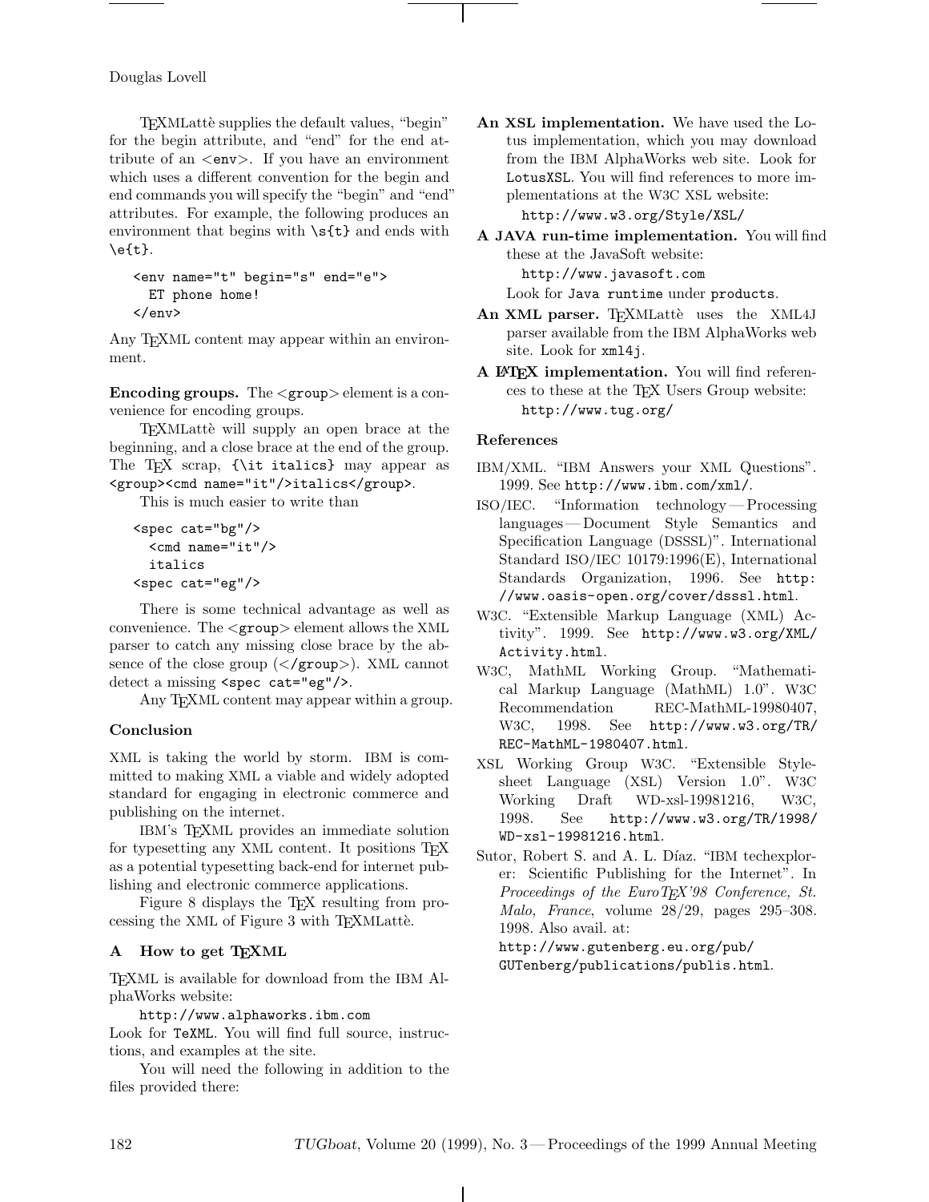TEXMLattè supplies the default values, "begin" for the begin attribute, and "end" for the end attribute of an <env>. If you have an environment which uses a different convention for the begin and end commands you will specify the "begin" and "end" attributes. For example, the following produces an environment that begins with `\s{t}` and ends with `\e{t}`.

```
<env name="t" begin="s" end="e">
  ET phone home!
</env>
```

Any TEXML content may appear within an environment.

**Encoding groups.** The <group> element is a convenience for encoding groups.

TEXMLattè will supply an open brace at the beginning, and a close brace at the end of the group. The TEX scrap, `{\it italics}` may appear as `<group><cmd name="it"/>italics</group>`.

This is much easier to write than

```
<spec cat="bg"/>
  <cmd name="it"/>
  italics
<spec cat="eg"/>
```

There is some technical advantage as well as convenience. The <group> element allows the XML parser to catch any missing close brace by the absence of the close group (</group>). XML cannot detect a missing `<spec cat="eg"/>`.

Any TEXML content may appear within a group.

### Conclusion

XML is taking the world by storm. IBM is committed to making XML a viable and widely adopted standard for engaging in electronic commerce and publishing on the internet.

IBM's TEXML provides an immediate solution for typesetting any XML content. It positions TEX as a potential typesetting back-end for internet publishing and electronic commerce applications.

Figure 8 displays the TEX resulting from processing the XML of Figure 3 with TEXMLattè.

## A How to get TEXML

TEXML is available for download from the IBM AlphaWorks website:

`http://www.alphaworks.ibm.com`

Look for `TeXML`. You will find full source, instructions, and examples at the site.

You will need the following in addition to the files provided there:

**An XSL implementation.** We have used the Lotus implementation, which you may download from the IBM AlphaWorks web site. Look for `LotusXSL`. You will find references to more implementations at the W3C XSL website:
`http://www.w3.org/Style/XSL/`

**A JAVA run-time implementation.** You will find these at the JavaSoft website:
`http://www.javasoft.com`
Look for `Java runtime` under `products`.

**An XML parser.** TEXMLattè uses the XML4J parser available from the IBM AlphaWorks web site. Look for `xml4j`.

**A LATEX implementation.** You will find references to these at the TEX Users Group website:
`http://www.tug.org/`

### References

IBM/XML. "IBM Answers your XML Questions". 1999. See `http://www.ibm.com/xml/`.

ISO/IEC. "Information technology — Processing languages — Document Style Semantics and Specification Language (DSSSL)". International Standard ISO/IEC 10179:1996(E), International Standards Organization, 1996. See `http://www.oasis-open.org/cover/dsssl.html`.

W3C. "Extensible Markup Language (XML) Activity". 1999. See `http://www.w3.org/XML/Activity.html`.

W3C, MathML Working Group. "Mathematical Markup Language (MathML) 1.0". W3C Recommendation REC-MathML-19980407, W3C, 1998. See `http://www.w3.org/TR/REC-MathML-1980407.html`.

XSL Working Group W3C. "Extensible Stylesheet Language (XSL) Version 1.0". W3C Working Draft WD-xsl-19981216, W3C, 1998. See `http://www.w3.org/TR/1998/WD-xsl-19981216.html`.

Sutor, Robert S. and A. L. Díaz. "IBM techexplorer: Scientific Publishing for the Internet". In *Proceedings of the EuroTEX'98 Conference, St. Malo, France*, volume 28/29, pages 295–308. 1998. Also avail. at:
`http://www.gutenberg.eu.org/pub/GUTenberg/publications/publis.html`.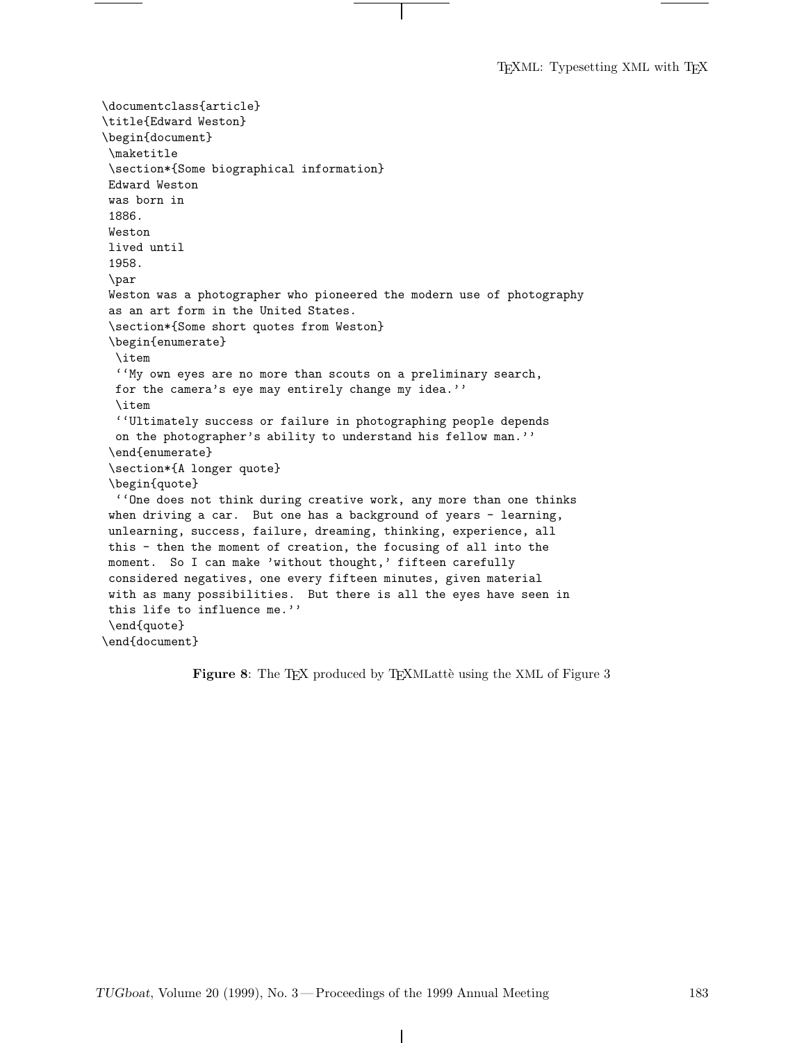```
\documentclass{article}
\title{Edward Weston}
\begin{document}
 \maketitle
 \section*{Some biographical information}
 Edward Weston
 was born in
 1886.
 Weston
 lived until
 1958.
 \par
 Weston was a photographer who pioneered the modern use of photography
 as an art form in the United States.
 \section*{Some short quotes from Weston}
 \begin{enumerate}
  \item
  ``My own eyes are no more than scouts on a preliminary search,
  for the camera's eye may entirely change my idea.''
  \item
  ``Ultimately success or failure in photographing people depends
  on the photographer's ability to understand his fellow man.''
 \end{enumerate}
 \section*{A longer quote}
 \begin{quote}
  ``One does not think during creative work, any more than one thinks
 when driving a car.  But one has a background of years - learning,
 unlearning, success, failure, dreaming, thinking, experience, all
 this - then the moment of creation, the focusing of all into the
 moment.  So I can make 'without thought,' fifteen carefully
 considered negatives, one every fifteen minutes, given material
 with as many possibilities.  But there is all the eyes have seen in
 this life to influence me.''
 \end{quote}
\end{document}
```

**Figure 8**: The TEX produced by TEXMLattè using the XML of Figure 3